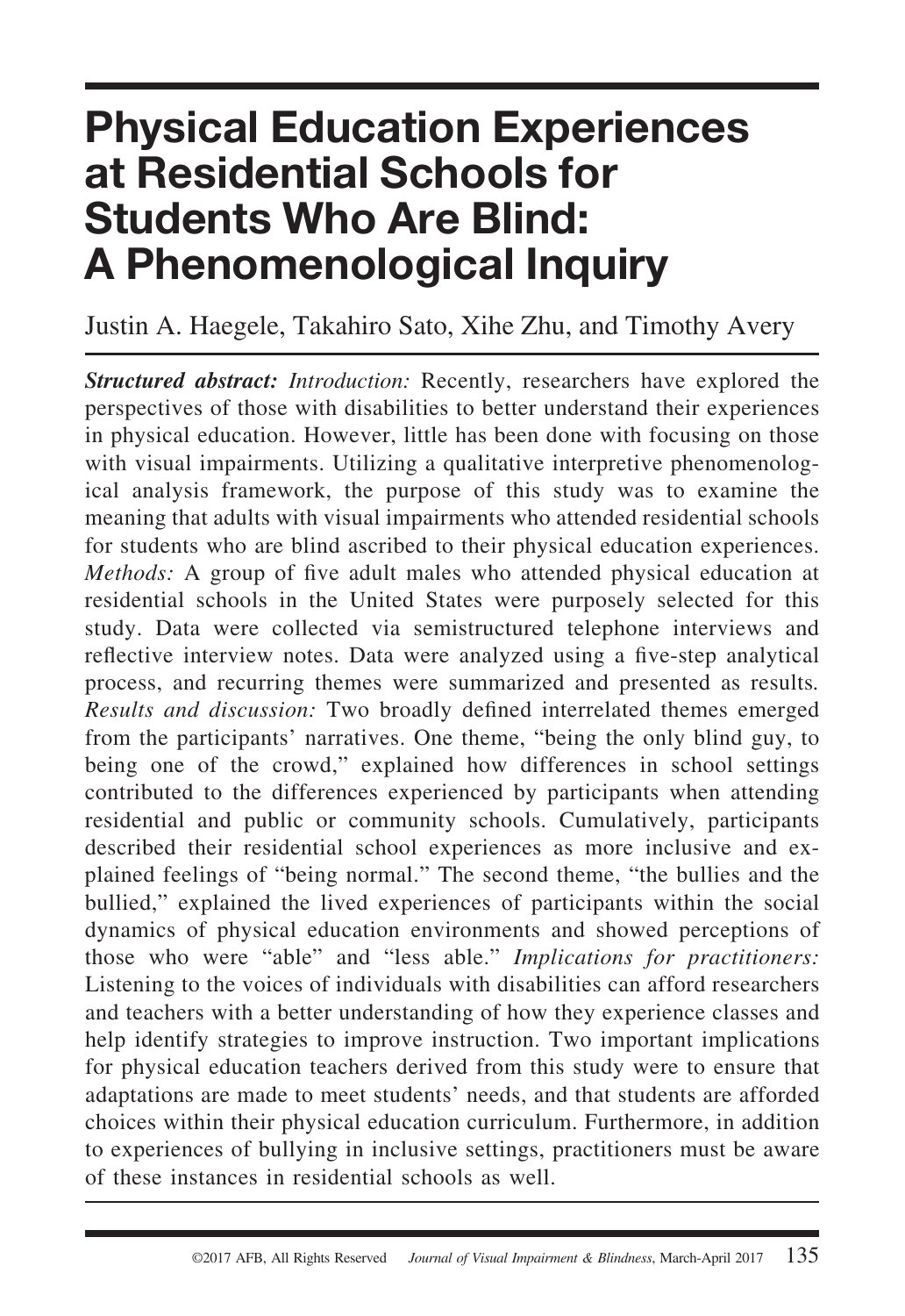# Physical Education Experiences at Residential Schools for Students Who Are Blind: A Phenomenological Inquiry

Justin A. Haegele, Takahiro Sato, Xihe Zhu, and Timothy Avery

***Structured abstract:*** *Introduction:* Recently, researchers have explored the perspectives of those with disabilities to better understand their experiences in physical education. However, little has been done with focusing on those with visual impairments. Utilizing a qualitative interpretive phenomenological analysis framework, the purpose of this study was to examine the meaning that adults with visual impairments who attended residential schools for students who are blind ascribed to their physical education experiences. *Methods:* A group of five adult males who attended physical education at residential schools in the United States were purposely selected for this study. Data were collected via semistructured telephone interviews and reflective interview notes. Data were analyzed using a five-step analytical process, and recurring themes were summarized and presented as results. *Results and discussion:* Two broadly defined interrelated themes emerged from the participants' narratives. One theme, "being the only blind guy, to being one of the crowd," explained how differences in school settings contributed to the differences experienced by participants when attending residential and public or community schools. Cumulatively, participants described their residential school experiences as more inclusive and explained feelings of "being normal." The second theme, "the bullies and the bullied," explained the lived experiences of participants within the social dynamics of physical education environments and showed perceptions of those who were "able" and "less able." *Implications for practitioners:* Listening to the voices of individuals with disabilities can afford researchers and teachers with a better understanding of how they experience classes and help identify strategies to improve instruction. Two important implications for physical education teachers derived from this study were to ensure that adaptations are made to meet students' needs, and that students are afforded choices within their physical education curriculum. Furthermore, in addition to experiences of bullying in inclusive settings, practitioners must be aware of these instances in residential schools as well.

©2017 AFB, All Rights Reserved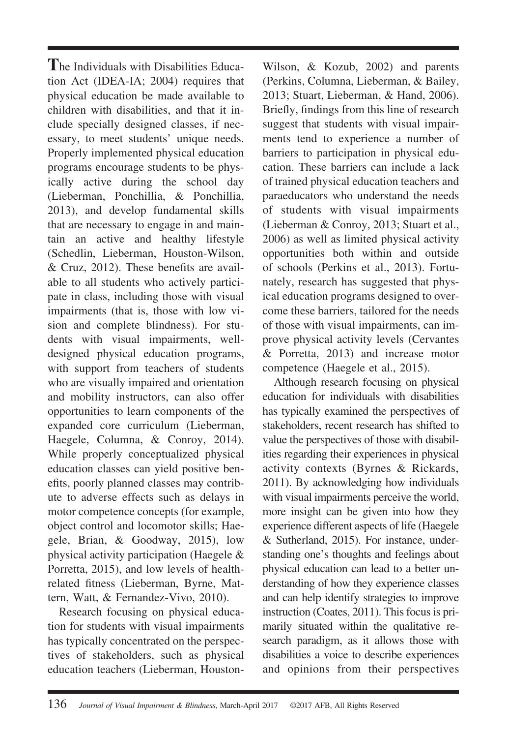The Individuals with Disabilities Education Act (IDEA-IA; 2004) requires that physical education be made available to children with disabilities, and that it include specially designed classes, if necessary, to meet students' unique needs. Properly implemented physical education programs encourage students to be physically active during the school day (Lieberman, Ponchillia, & Ponchillia, 2013), and develop fundamental skills that are necessary to engage in and maintain an active and healthy lifestyle (Schedlin, Lieberman, Houston-Wilson, & Cruz, 2012). These benefits are available to all students who actively participate in class, including those with visual impairments (that is, those with low vision and complete blindness). For students with visual impairments, well-designed physical education programs, with support from teachers of students who are visually impaired and orientation and mobility instructors, can also offer opportunities to learn components of the expanded core curriculum (Lieberman, Haegele, Columna, & Conroy, 2014). While properly conceptualized physical education classes can yield positive benefits, poorly planned classes may contribute to adverse effects such as delays in motor competence concepts (for example, object control and locomotor skills; Haegele, Brian, & Goodway, 2015), low physical activity participation (Haegele & Porretta, 2015), and low levels of health-related fitness (Lieberman, Byrne, Mattern, Watt, & Fernandez-Vivo, 2010).

Research focusing on physical education for students with visual impairments has typically concentrated on the perspectives of stakeholders, such as physical education teachers (Lieberman, Houston-Wilson, & Kozub, 2002) and parents (Perkins, Columna, Lieberman, & Bailey, 2013; Stuart, Lieberman, & Hand, 2006). Briefly, findings from this line of research suggest that students with visual impairments tend to experience a number of barriers to participation in physical education. These barriers can include a lack of trained physical education teachers and paraeducators who understand the needs of students with visual impairments (Lieberman & Conroy, 2013; Stuart et al., 2006) as well as limited physical activity opportunities both within and outside of schools (Perkins et al., 2013). Fortunately, research has suggested that physical education programs designed to overcome these barriers, tailored for the needs of those with visual impairments, can improve physical activity levels (Cervantes & Porretta, 2013) and increase motor competence (Haegele et al., 2015).

Although research focusing on physical education for individuals with disabilities has typically examined the perspectives of stakeholders, recent research has shifted to value the perspectives of those with disabilities regarding their experiences in physical activity contexts (Byrnes & Rickards, 2011). By acknowledging how individuals with visual impairments perceive the world, more insight can be given into how they experience different aspects of life (Haegele & Sutherland, 2015). For instance, understanding one's thoughts and feelings about physical education can lead to a better understanding of how they experience classes and can help identify strategies to improve instruction (Coates, 2011). This focus is primarily situated within the qualitative research paradigm, as it allows those with disabilities a voice to describe experiences and opinions from their perspectives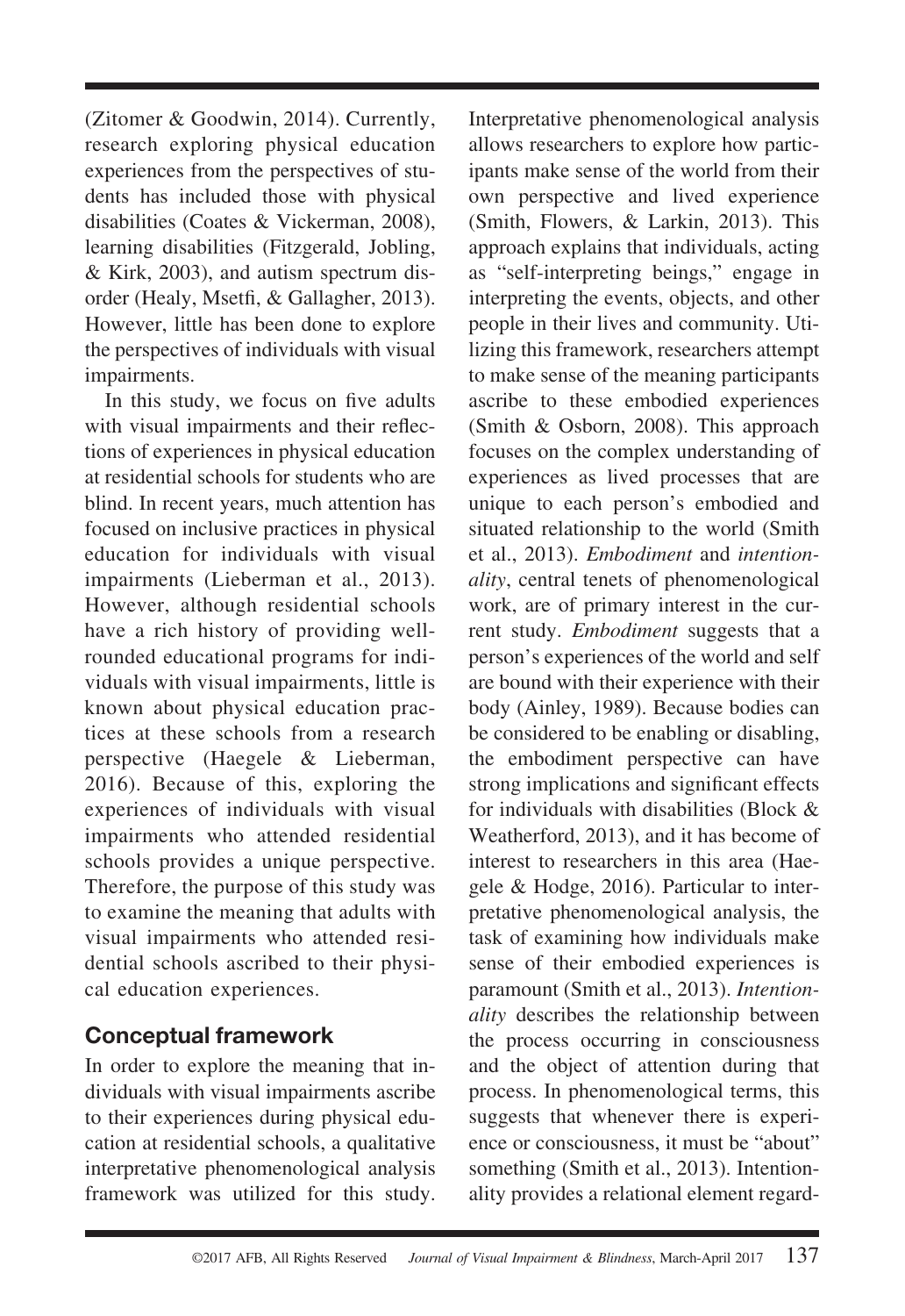(Zitomer & Goodwin, 2014). Currently, research exploring physical education experiences from the perspectives of students has included those with physical disabilities (Coates & Vickerman, 2008), learning disabilities (Fitzgerald, Jobling, & Kirk, 2003), and autism spectrum disorder (Healy, Msetfi, & Gallagher, 2013). However, little has been done to explore the perspectives of individuals with visual impairments.

In this study, we focus on five adults with visual impairments and their reflections of experiences in physical education at residential schools for students who are blind. In recent years, much attention has focused on inclusive practices in physical education for individuals with visual impairments (Lieberman et al., 2013). However, although residential schools have a rich history of providing well-rounded educational programs for individuals with visual impairments, little is known about physical education practices at these schools from a research perspective (Haegele & Lieberman, 2016). Because of this, exploring the experiences of individuals with visual impairments who attended residential schools provides a unique perspective. Therefore, the purpose of this study was to examine the meaning that adults with visual impairments who attended residential schools ascribed to their physical education experiences.

## Conceptual framework

In order to explore the meaning that individuals with visual impairments ascribe to their experiences during physical education at residential schools, a qualitative interpretative phenomenological analysis framework was utilized for this study. Interpretative phenomenological analysis allows researchers to explore how participants make sense of the world from their own perspective and lived experience (Smith, Flowers, & Larkin, 2013). This approach explains that individuals, acting as "self-interpreting beings," engage in interpreting the events, objects, and other people in their lives and community. Utilizing this framework, researchers attempt to make sense of the meaning participants ascribe to these embodied experiences (Smith & Osborn, 2008). This approach focuses on the complex understanding of experiences as lived processes that are unique to each person's embodied and situated relationship to the world (Smith et al., 2013). *Embodiment* and *intentionality*, central tenets of phenomenological work, are of primary interest in the current study. *Embodiment* suggests that a person's experiences of the world and self are bound with their experience with their body (Ainley, 1989). Because bodies can be considered to be enabling or disabling, the embodiment perspective can have strong implications and significant effects for individuals with disabilities (Block & Weatherford, 2013), and it has become of interest to researchers in this area (Haegele & Hodge, 2016). Particular to interpretative phenomenological analysis, the task of examining how individuals make sense of their embodied experiences is paramount (Smith et al., 2013). *Intentionality* describes the relationship between the process occurring in consciousness and the object of attention during that process. In phenomenological terms, this suggests that whenever there is experience or consciousness, it must be "about" something (Smith et al., 2013). Intentionality provides a relational element regard-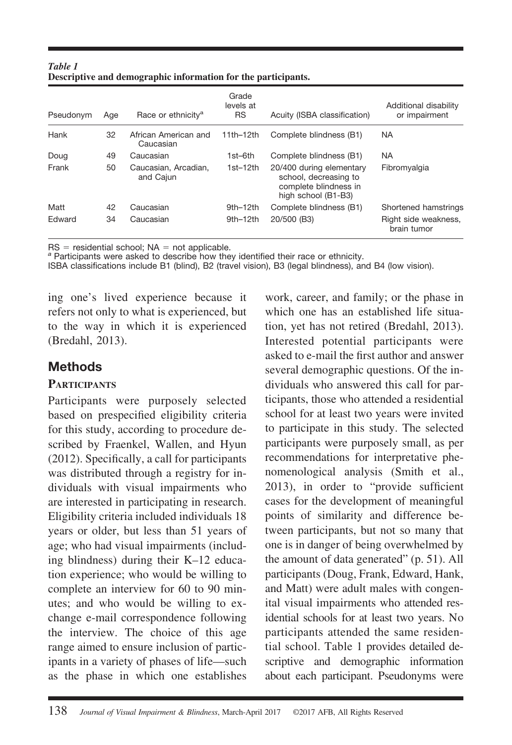*Table 1*
**Descriptive and demographic information for the participants.**

| Pseudonym | Age | Race or ethnicity[a] | Grade levels at RS | Acuity (ISBA classification) | Additional disability or impairment |
|---|---|---|---|---|---|
| Hank | 32 | African American and Caucasian | 11th–12th | Complete blindness (B1) | NA |
| Doug | 49 | Caucasian | 1st–6th | Complete blindness (B1) | NA |
| Frank | 50 | Caucasian, Arcadian, and Cajun | 1st–12th | 20/400 during elementary school, decreasing to complete blindness in high school (B1-B3) | Fibromyalgia |
| Matt | 42 | Caucasian | 9th–12th | Complete blindness (B1) | Shortened hamstrings |
| Edward | 34 | Caucasian | 9th–12th | 20/500 (B3) | Right side weakness, brain tumor |

RS = residential school; NA = not applicable.
[a] Participants were asked to describe how they identified their race or ethnicity.
ISBA classifications include B1 (blind), B2 (travel vision), B3 (legal blindness), and B4 (low vision).

ing one's lived experience because it refers not only to what is experienced, but to the way in which it is experienced (Bredahl, 2013).

## Methods

### Participants

Participants were purposely selected based on prespecified eligibility criteria for this study, according to procedure described by Fraenkel, Wallen, and Hyun (2012). Specifically, a call for participants was distributed through a registry for individuals with visual impairments who are interested in participating in research. Eligibility criteria included individuals 18 years or older, but less than 51 years of age; who had visual impairments (including blindness) during their K–12 education experience; who would be willing to complete an interview for 60 to 90 minutes; and who would be willing to exchange e-mail correspondence following the interview. The choice of this age range aimed to ensure inclusion of participants in a variety of phases of life—such as the phase in which one establishes work, career, and family; or the phase in which one has an established life situation, yet has not retired (Bredahl, 2013). Interested potential participants were asked to e-mail the first author and answer several demographic questions. Of the individuals who answered this call for participants, those who attended a residential school for at least two years were invited to participate in this study. The selected participants were purposely small, as per recommendations for interpretative phenomenological analysis (Smith et al., 2013), in order to "provide sufficient cases for the development of meaningful points of similarity and difference between participants, but not so many that one is in danger of being overwhelmed by the amount of data generated" (p. 51). All participants (Doug, Frank, Edward, Hank, and Matt) were adult males with congenital visual impairments who attended residential schools for at least two years. No participants attended the same residential school. Table 1 provides detailed descriptive and demographic information about each participant. Pseudonyms were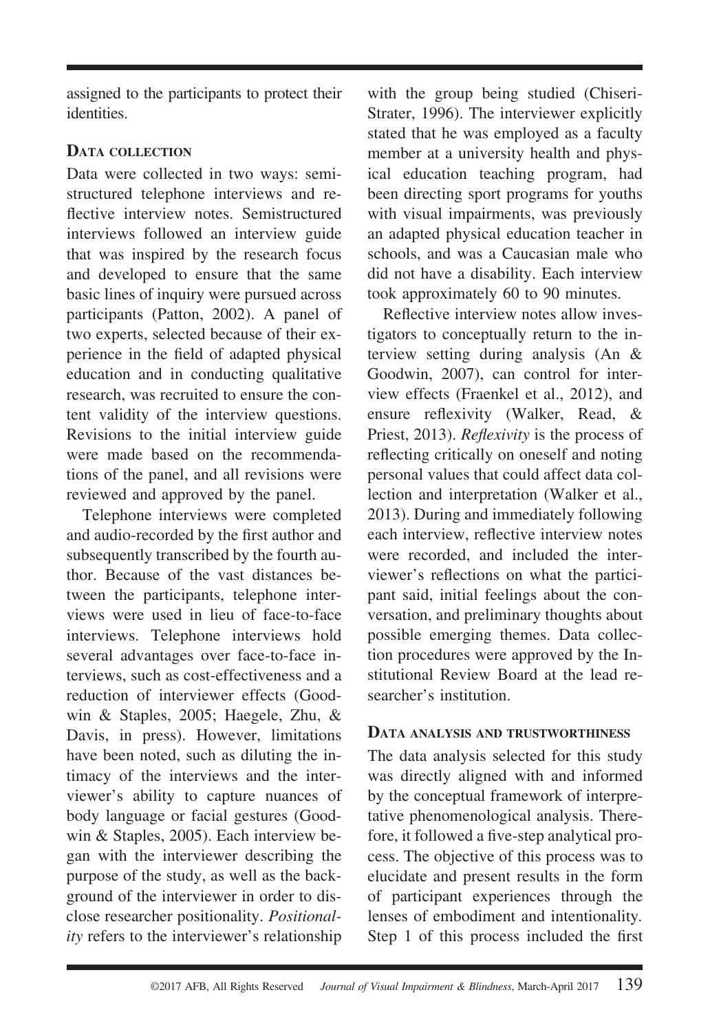assigned to the participants to protect their identities.

### Data collection

Data were collected in two ways: semistructured telephone interviews and reflective interview notes. Semistructured interviews followed an interview guide that was inspired by the research focus and developed to ensure that the same basic lines of inquiry were pursued across participants (Patton, 2002). A panel of two experts, selected because of their experience in the field of adapted physical education and in conducting qualitative research, was recruited to ensure the content validity of the interview questions. Revisions to the initial interview guide were made based on the recommendations of the panel, and all revisions were reviewed and approved by the panel.

Telephone interviews were completed and audio-recorded by the first author and subsequently transcribed by the fourth author. Because of the vast distances between the participants, telephone interviews were used in lieu of face-to-face interviews. Telephone interviews hold several advantages over face-to-face interviews, such as cost-effectiveness and a reduction of interviewer effects (Goodwin & Staples, 2005; Haegele, Zhu, & Davis, in press). However, limitations have been noted, such as diluting the intimacy of the interviews and the interviewer's ability to capture nuances of body language or facial gestures (Goodwin & Staples, 2005). Each interview began with the interviewer describing the purpose of the study, as well as the background of the interviewer in order to disclose researcher positionality. *Positionality* refers to the interviewer's relationship with the group being studied (Chiseri-Strater, 1996). The interviewer explicitly stated that he was employed as a faculty member at a university health and physical education teaching program, had been directing sport programs for youths with visual impairments, was previously an adapted physical education teacher in schools, and was a Caucasian male who did not have a disability. Each interview took approximately 60 to 90 minutes.

Reflective interview notes allow investigators to conceptually return to the interview setting during analysis (An & Goodwin, 2007), can control for interview effects (Fraenkel et al., 2012), and ensure reflexivity (Walker, Read, & Priest, 2013). *Reflexivity* is the process of reflecting critically on oneself and noting personal values that could affect data collection and interpretation (Walker et al., 2013). During and immediately following each interview, reflective interview notes were recorded, and included the interviewer's reflections on what the participant said, initial feelings about the conversation, and preliminary thoughts about possible emerging themes. Data collection procedures were approved by the Institutional Review Board at the lead researcher's institution.

### Data analysis and trustworthiness

The data analysis selected for this study was directly aligned with and informed by the conceptual framework of interpretative phenomenological analysis. Therefore, it followed a five-step analytical process. The objective of this process was to elucidate and present results in the form of participant experiences through the lenses of embodiment and intentionality. Step 1 of this process included the first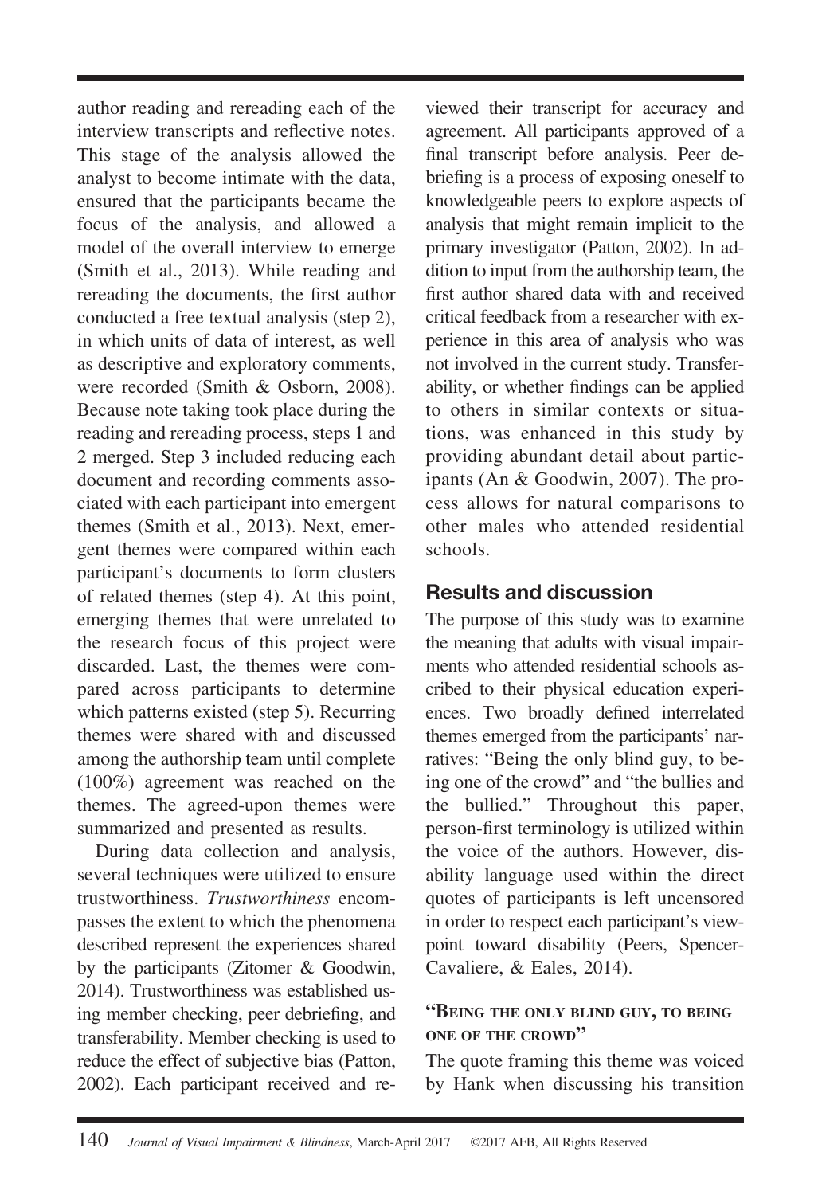author reading and rereading each of the interview transcripts and reflective notes. This stage of the analysis allowed the analyst to become intimate with the data, ensured that the participants became the focus of the analysis, and allowed a model of the overall interview to emerge (Smith et al., 2013). While reading and rereading the documents, the first author conducted a free textual analysis (step 2), in which units of data of interest, as well as descriptive and exploratory comments, were recorded (Smith & Osborn, 2008). Because note taking took place during the reading and rereading process, steps 1 and 2 merged. Step 3 included reducing each document and recording comments associated with each participant into emergent themes (Smith et al., 2013). Next, emergent themes were compared within each participant's documents to form clusters of related themes (step 4). At this point, emerging themes that were unrelated to the research focus of this project were discarded. Last, the themes were compared across participants to determine which patterns existed (step 5). Recurring themes were shared with and discussed among the authorship team until complete (100%) agreement was reached on the themes. The agreed-upon themes were summarized and presented as results.

During data collection and analysis, several techniques were utilized to ensure trustworthiness. *Trustworthiness* encompasses the extent to which the phenomena described represent the experiences shared by the participants (Zitomer & Goodwin, 2014). Trustworthiness was established using member checking, peer debriefing, and transferability. Member checking is used to reduce the effect of subjective bias (Patton, 2002). Each participant received and reviewed their transcript for accuracy and agreement. All participants approved of a final transcript before analysis. Peer debriefing is a process of exposing oneself to knowledgeable peers to explore aspects of analysis that might remain implicit to the primary investigator (Patton, 2002). In addition to input from the authorship team, the first author shared data with and received critical feedback from a researcher with experience in this area of analysis who was not involved in the current study. Transferability, or whether findings can be applied to others in similar contexts or situations, was enhanced in this study by providing abundant detail about participants (An & Goodwin, 2007). The process allows for natural comparisons to other males who attended residential schools.

## Results and discussion

The purpose of this study was to examine the meaning that adults with visual impairments who attended residential schools ascribed to their physical education experiences. Two broadly defined interrelated themes emerged from the participants' narratives: "Being the only blind guy, to being one of the crowd" and "the bullies and the bullied." Throughout this paper, person-first terminology is utilized within the voice of the authors. However, disability language used within the direct quotes of participants is left uncensored in order to respect each participant's viewpoint toward disability (Peers, Spencer-Cavaliere, & Eales, 2014).

### "Being the only blind guy, to being one of the crowd"

The quote framing this theme was voiced by Hank when discussing his transition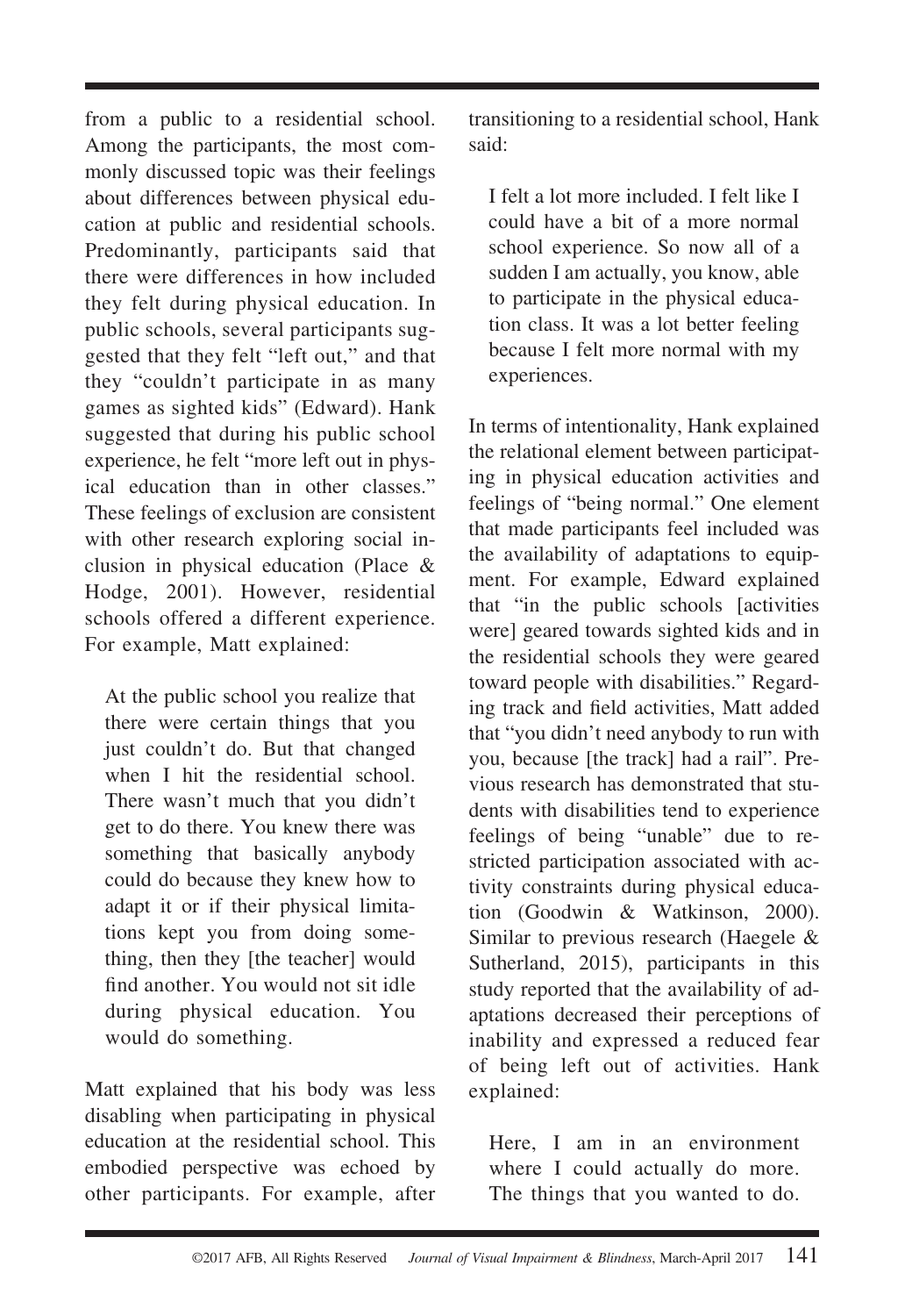from a public to a residential school. Among the participants, the most commonly discussed topic was their feelings about differences between physical education at public and residential schools. Predominantly, participants said that there were differences in how included they felt during physical education. In public schools, several participants suggested that they felt "left out," and that they "couldn't participate in as many games as sighted kids" (Edward). Hank suggested that during his public school experience, he felt "more left out in physical education than in other classes." These feelings of exclusion are consistent with other research exploring social inclusion in physical education (Place & Hodge, 2001). However, residential schools offered a different experience. For example, Matt explained:

> At the public school you realize that there were certain things that you just couldn't do. But that changed when I hit the residential school. There wasn't much that you didn't get to do there. You knew there was something that basically anybody could do because they knew how to adapt it or if their physical limitations kept you from doing something, then they [the teacher] would find another. You would not sit idle during physical education. You would do something.

Matt explained that his body was less disabling when participating in physical education at the residential school. This embodied perspective was echoed by other participants. For example, after transitioning to a residential school, Hank said:

> I felt a lot more included. I felt like I could have a bit of a more normal school experience. So now all of a sudden I am actually, you know, able to participate in the physical education class. It was a lot better feeling because I felt more normal with my experiences.

In terms of intentionality, Hank explained the relational element between participating in physical education activities and feelings of "being normal." One element that made participants feel included was the availability of adaptations to equipment. For example, Edward explained that "in the public schools [activities were] geared towards sighted kids and in the residential schools they were geared toward people with disabilities." Regarding track and field activities, Matt added that "you didn't need anybody to run with you, because [the track] had a rail". Previous research has demonstrated that students with disabilities tend to experience feelings of being "unable" due to restricted participation associated with activity constraints during physical education (Goodwin & Watkinson, 2000). Similar to previous research (Haegele & Sutherland, 2015), participants in this study reported that the availability of adaptations decreased their perceptions of inability and expressed a reduced fear of being left out of activities. Hank explained:

> Here, I am in an environment where I could actually do more. The things that you wanted to do.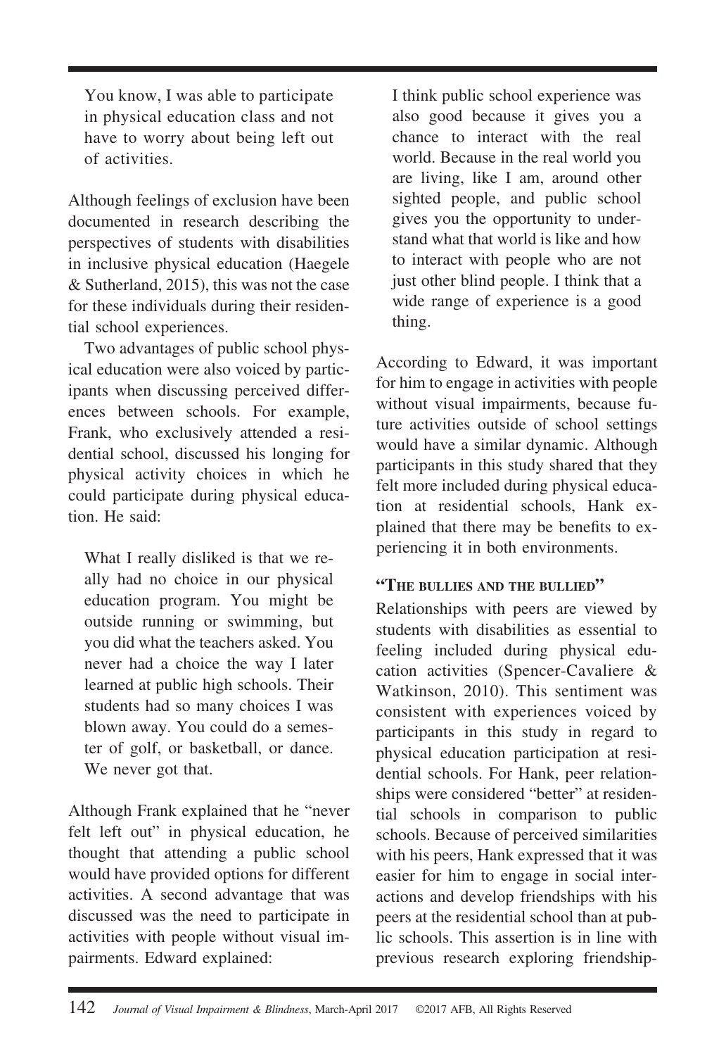> You know, I was able to participate in physical education class and not have to worry about being left out of activities.

Although feelings of exclusion have been documented in research describing the perspectives of students with disabilities in inclusive physical education (Haegele & Sutherland, 2015), this was not the case for these individuals during their residential school experiences.

Two advantages of public school physical education were also voiced by participants when discussing perceived differences between schools. For example, Frank, who exclusively attended a residential school, discussed his longing for physical activity choices in which he could participate during physical education. He said:

> What I really disliked is that we really had no choice in our physical education program. You might be outside running or swimming, but you did what the teachers asked. You never had a choice the way I later learned at public high schools. Their students had so many choices I was blown away. You could do a semester of golf, or basketball, or dance. We never got that.

Although Frank explained that he "never felt left out" in physical education, he thought that attending a public school would have provided options for different activities. A second advantage that was discussed was the need to participate in activities with people without visual impairments. Edward explained:

> I think public school experience was also good because it gives you a chance to interact with the real world. Because in the real world you are living, like I am, around other sighted people, and public school gives you the opportunity to understand what that world is like and how to interact with people who are not just other blind people. I think that a wide range of experience is a good thing.

According to Edward, it was important for him to engage in activities with people without visual impairments, because future activities outside of school settings would have a similar dynamic. Although participants in this study shared that they felt more included during physical education at residential schools, Hank explained that there may be benefits to experiencing it in both environments.

### "The bullies and the bullied"

Relationships with peers are viewed by students with disabilities as essential to feeling included during physical education activities (Spencer-Cavaliere & Watkinson, 2010). This sentiment was consistent with experiences voiced by participants in this study in regard to physical education participation at residential schools. For Hank, peer relationships were considered "better" at residential schools in comparison to public schools. Because of perceived similarities with his peers, Hank expressed that it was easier for him to engage in social interactions and develop friendships with his peers at the residential school than at public schools. This assertion is in line with previous research exploring friendship-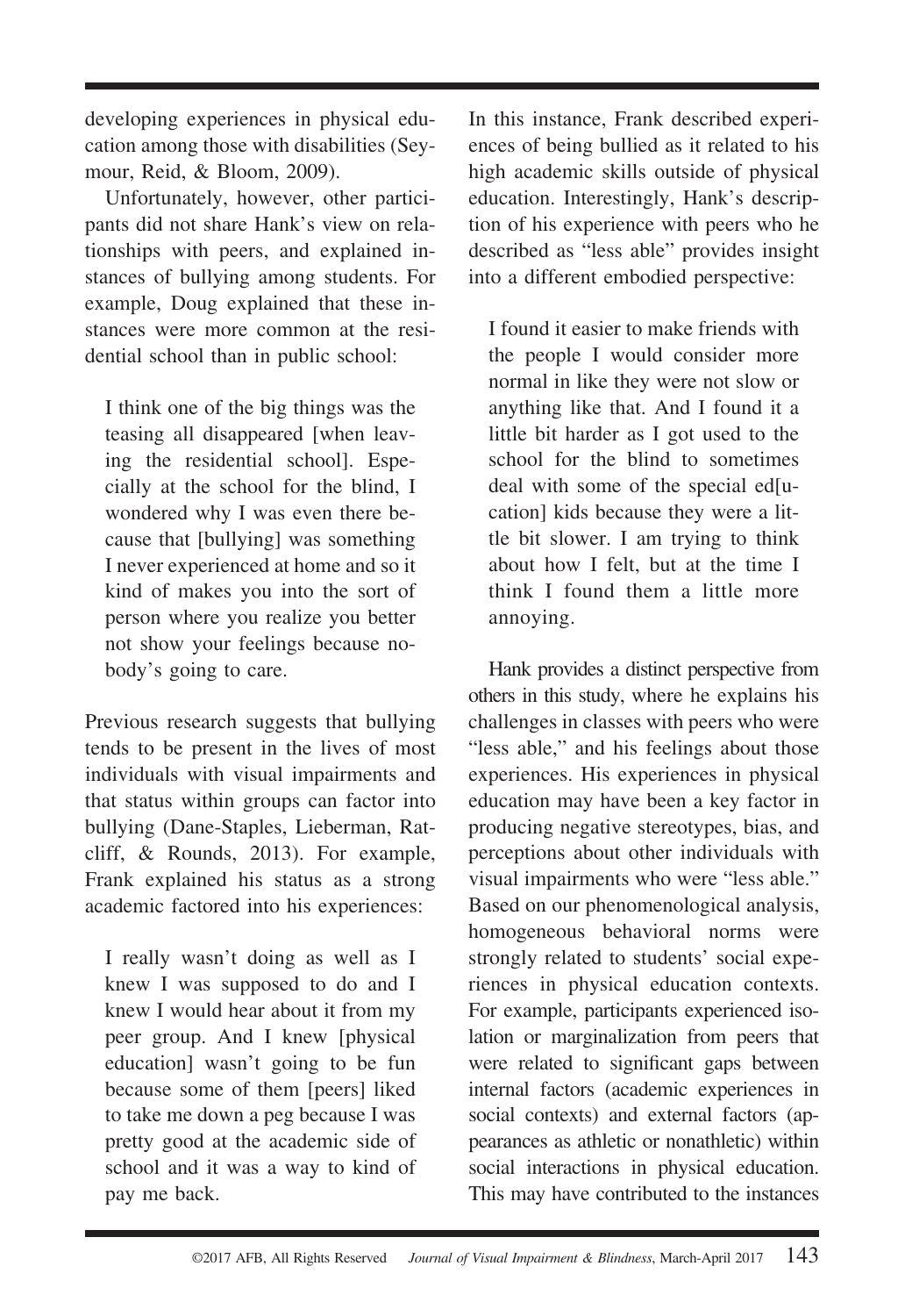developing experiences in physical education among those with disabilities (Seymour, Reid, & Bloom, 2009).

Unfortunately, however, other participants did not share Hank's view on relationships with peers, and explained instances of bullying among students. For example, Doug explained that these instances were more common at the residential school than in public school:

> I think one of the big things was the teasing all disappeared [when leaving the residential school]. Especially at the school for the blind, I wondered why I was even there because that [bullying] was something I never experienced at home and so it kind of makes you into the sort of person where you realize you better not show your feelings because nobody's going to care.

Previous research suggests that bullying tends to be present in the lives of most individuals with visual impairments and that status within groups can factor into bullying (Dane-Staples, Lieberman, Ratcliff, & Rounds, 2013). For example, Frank explained his status as a strong academic factored into his experiences:

> I really wasn't doing as well as I knew I was supposed to do and I knew I would hear about it from my peer group. And I knew [physical education] wasn't going to be fun because some of them [peers] liked to take me down a peg because I was pretty good at the academic side of school and it was a way to kind of pay me back.

In this instance, Frank described experiences of being bullied as it related to his high academic skills outside of physical education. Interestingly, Hank's description of his experience with peers who he described as "less able" provides insight into a different embodied perspective:

> I found it easier to make friends with the people I would consider more normal in like they were not slow or anything like that. And I found it a little bit harder as I got used to the school for the blind to sometimes deal with some of the special ed[ucation] kids because they were a little bit slower. I am trying to think about how I felt, but at the time I think I found them a little more annoying.

Hank provides a distinct perspective from others in this study, where he explains his challenges in classes with peers who were "less able," and his feelings about those experiences. His experiences in physical education may have been a key factor in producing negative stereotypes, bias, and perceptions about other individuals with visual impairments who were "less able." Based on our phenomenological analysis, homogeneous behavioral norms were strongly related to students' social experiences in physical education contexts. For example, participants experienced isolation or marginalization from peers that were related to significant gaps between internal factors (academic experiences in social contexts) and external factors (appearances as athletic or nonathletic) within social interactions in physical education. This may have contributed to the instances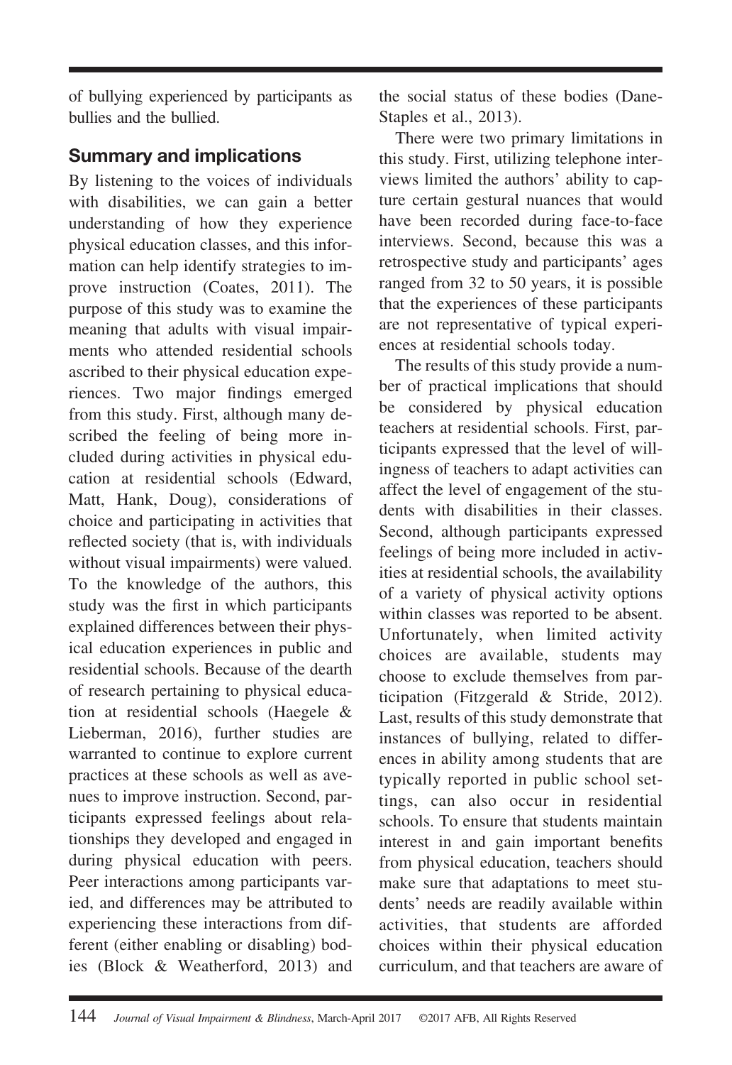of bullying experienced by participants as bullies and the bullied.

## Summary and implications

By listening to the voices of individuals with disabilities, we can gain a better understanding of how they experience physical education classes, and this information can help identify strategies to improve instruction (Coates, 2011). The purpose of this study was to examine the meaning that adults with visual impairments who attended residential schools ascribed to their physical education experiences. Two major findings emerged from this study. First, although many described the feeling of being more included during activities in physical education at residential schools (Edward, Matt, Hank, Doug), considerations of choice and participating in activities that reflected society (that is, with individuals without visual impairments) were valued. To the knowledge of the authors, this study was the first in which participants explained differences between their physical education experiences in public and residential schools. Because of the dearth of research pertaining to physical education at residential schools (Haegele & Lieberman, 2016), further studies are warranted to continue to explore current practices at these schools as well as avenues to improve instruction. Second, participants expressed feelings about relationships they developed and engaged in during physical education with peers. Peer interactions among participants varied, and differences may be attributed to experiencing these interactions from different (either enabling or disabling) bodies (Block & Weatherford, 2013) and the social status of these bodies (Dane-Staples et al., 2013).

There were two primary limitations in this study. First, utilizing telephone interviews limited the authors' ability to capture certain gestural nuances that would have been recorded during face-to-face interviews. Second, because this was a retrospective study and participants' ages ranged from 32 to 50 years, it is possible that the experiences of these participants are not representative of typical experiences at residential schools today.

The results of this study provide a number of practical implications that should be considered by physical education teachers at residential schools. First, participants expressed that the level of willingness of teachers to adapt activities can affect the level of engagement of the students with disabilities in their classes. Second, although participants expressed feelings of being more included in activities at residential schools, the availability of a variety of physical activity options within classes was reported to be absent. Unfortunately, when limited activity choices are available, students may choose to exclude themselves from participation (Fitzgerald & Stride, 2012). Last, results of this study demonstrate that instances of bullying, related to differences in ability among students that are typically reported in public school settings, can also occur in residential schools. To ensure that students maintain interest in and gain important benefits from physical education, teachers should make sure that adaptations to meet students' needs are readily available within activities, that students are afforded choices within their physical education curriculum, and that teachers are aware of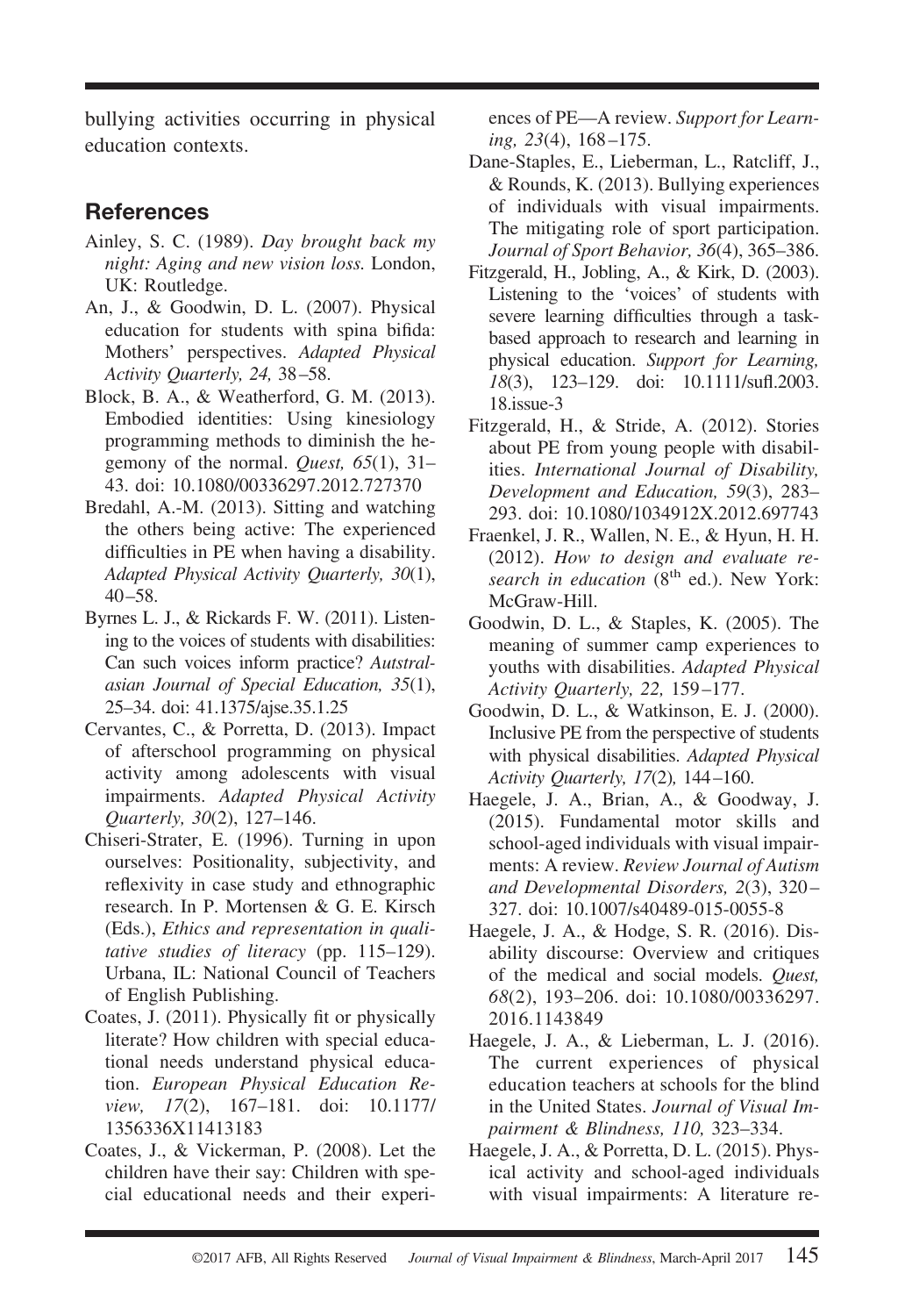bullying activities occurring in physical education contexts.

## References

Ainley, S. C. (1989). *Day brought back my night: Aging and new vision loss.* London, UK: Routledge.

An, J., & Goodwin, D. L. (2007). Physical education for students with spina bifida: Mothers' perspectives. *Adapted Physical Activity Quarterly, 24,* 38–58.

Block, B. A., & Weatherford, G. M. (2013). Embodied identities: Using kinesiology programming methods to diminish the hegemony of the normal. *Quest, 65*(1), 31–43. doi: 10.1080/00336297.2012.727370

Bredahl, A.-M. (2013). Sitting and watching the others being active: The experienced difficulties in PE when having a disability. *Adapted Physical Activity Quarterly, 30*(1), 40–58.

Byrnes L. J., & Rickards F. W. (2011). Listening to the voices of students with disabilities: Can such voices inform practice? *Autstralasian Journal of Special Education, 35*(1), 25–34. doi: 41.1375/ajse.35.1.25

Cervantes, C., & Porretta, D. (2013). Impact of afterschool programming on physical activity among adolescents with visual impairments. *Adapted Physical Activity Quarterly, 30*(2), 127–146.

Chiseri-Strater, E. (1996). Turning in upon ourselves: Positionality, subjectivity, and reflexivity in case study and ethnographic research. In P. Mortensen & G. E. Kirsch (Eds.), *Ethics and representation in qualitative studies of literacy* (pp. 115–129). Urbana, IL: National Council of Teachers of English Publishing.

Coates, J. (2011). Physically fit or physically literate? How children with special educational needs understand physical education. *European Physical Education Review, 17*(2), 167–181. doi: 10.1177/1356336X11413183

Coates, J., & Vickerman, P. (2008). Let the children have their say: Children with special educational needs and their experiences of PE—A review. *Support for Learning, 23*(4), 168–175.

Dane-Staples, E., Lieberman, L., Ratcliff, J., & Rounds, K. (2013). Bullying experiences of individuals with visual impairments. The mitigating role of sport participation. *Journal of Sport Behavior, 36*(4), 365–386.

Fitzgerald, H., Jobling, A., & Kirk, D. (2003). Listening to the 'voices' of students with severe learning difficulties through a task-based approach to research and learning in physical education. *Support for Learning, 18*(3), 123–129. doi: 10.1111/sufl.2003.18.issue-3

Fitzgerald, H., & Stride, A. (2012). Stories about PE from young people with disabilities. *International Journal of Disability, Development and Education, 59*(3), 283–293. doi: 10.1080/1034912X.2012.697743

Fraenkel, J. R., Wallen, N. E., & Hyun, H. H. (2012). *How to design and evaluate research in education* (8th ed.). New York: McGraw-Hill.

Goodwin, D. L., & Staples, K. (2005). The meaning of summer camp experiences to youths with disabilities. *Adapted Physical Activity Quarterly, 22,* 159–177.

Goodwin, D. L., & Watkinson, E. J. (2000). Inclusive PE from the perspective of students with physical disabilities. *Adapted Physical Activity Quarterly, 17*(2), 144–160.

Haegele, J. A., Brian, A., & Goodway, J. (2015). Fundamental motor skills and school-aged individuals with visual impairments: A review. *Review Journal of Autism and Developmental Disorders, 2*(3), 320–327. doi: 10.1007/s40489-015-0055-8

Haegele, J. A., & Hodge, S. R. (2016). Disability discourse: Overview and critiques of the medical and social models. *Quest, 68*(2), 193–206. doi: 10.1080/00336297.2016.1143849

Haegele, J. A., & Lieberman, L. J. (2016). The current experiences of physical education teachers at schools for the blind in the United States. *Journal of Visual Impairment & Blindness, 110,* 323–334.

Haegele, J. A., & Porretta, D. L. (2015). Physical activity and school-aged individuals with visual impairments: A literature re-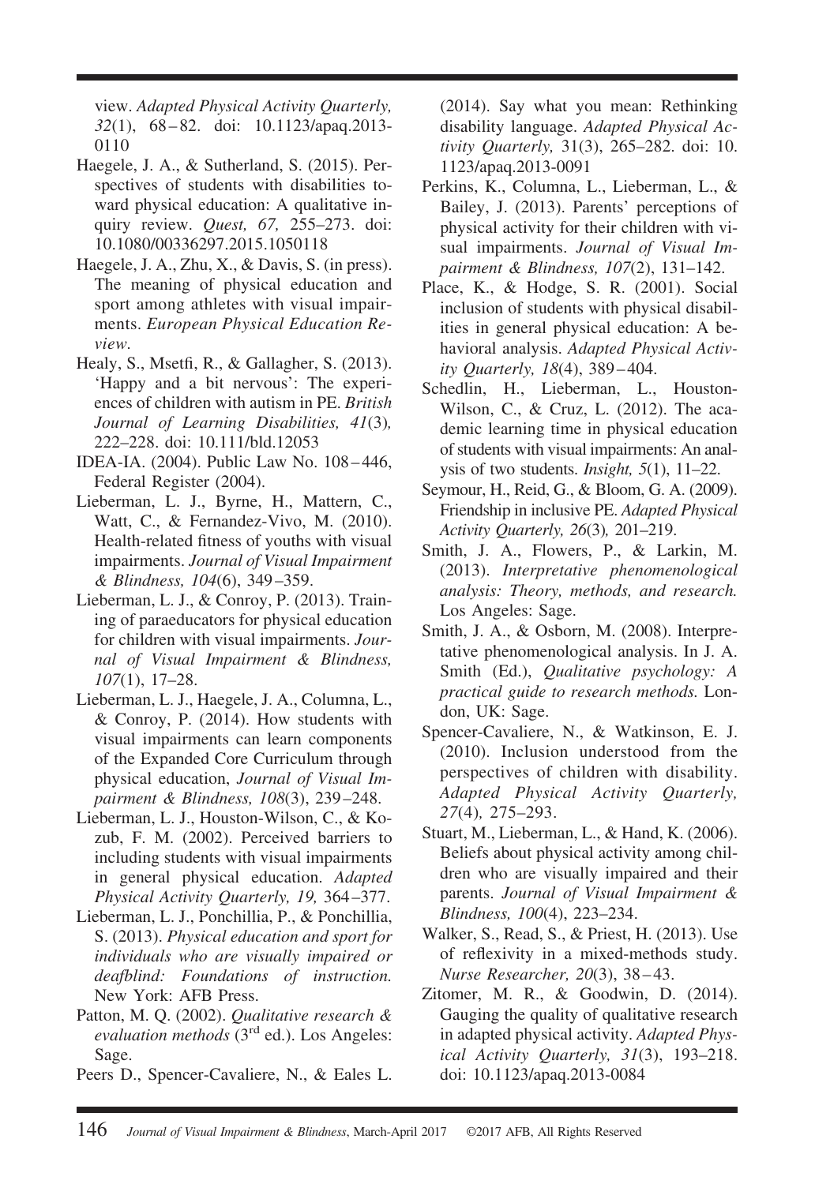view. *Adapted Physical Activity Quarterly, 32*(1), 68–82. doi: 10.1123/apaq.2013-0110

Haegele, J. A., & Sutherland, S. (2015). Perspectives of students with disabilities toward physical education: A qualitative inquiry review. *Quest, 67,* 255–273. doi: 10.1080/00336297.2015.1050118

Haegele, J. A., Zhu, X., & Davis, S. (in press). The meaning of physical education and sport among athletes with visual impairments. *European Physical Education Review.*

Healy, S., Msetfi, R., & Gallagher, S. (2013). 'Happy and a bit nervous': The experiences of children with autism in PE. *British Journal of Learning Disabilities, 41*(3)*,* 222–228. doi: 10.111/bld.12053

IDEA-IA. (2004). Public Law No. 108–446, Federal Register (2004).

Lieberman, L. J., Byrne, H., Mattern, C., Watt, C., & Fernandez-Vivo, M. (2010). Health-related fitness of youths with visual impairments. *Journal of Visual Impairment & Blindness, 104*(6), 349–359.

Lieberman, L. J., & Conroy, P. (2013). Training of paraeducators for physical education for children with visual impairments. *Journal of Visual Impairment & Blindness, 107*(1), 17–28.

Lieberman, L. J., Haegele, J. A., Columna, L., & Conroy, P. (2014). How students with visual impairments can learn components of the Expanded Core Curriculum through physical education, *Journal of Visual Impairment & Blindness, 108*(3), 239–248.

Lieberman, L. J., Houston-Wilson, C., & Kozub, F. M. (2002). Perceived barriers to including students with visual impairments in general physical education. *Adapted Physical Activity Quarterly, 19,* 364–377.

Lieberman, L. J., Ponchillia, P., & Ponchillia, S. (2013). *Physical education and sport for individuals who are visually impaired or deafblind: Foundations of instruction.* New York: AFB Press.

Patton, M. Q. (2002). *Qualitative research & evaluation methods* (3rd ed.). Los Angeles: Sage.

Peers D., Spencer-Cavaliere, N., & Eales L. (2014). Say what you mean: Rethinking disability language. *Adapted Physical Activity Quarterly,* 31(3), 265–282. doi: 10.1123/apaq.2013-0091

Perkins, K., Columna, L., Lieberman, L., & Bailey, J. (2013). Parents' perceptions of physical activity for their children with visual impairments. *Journal of Visual Impairment & Blindness, 107*(2), 131–142.

Place, K., & Hodge, S. R. (2001). Social inclusion of students with physical disabilities in general physical education: A behavioral analysis. *Adapted Physical Activity Quarterly, 18*(4), 389–404.

Schedlin, H., Lieberman, L., Houston-Wilson, C., & Cruz, L. (2012). The academic learning time in physical education of students with visual impairments: An analysis of two students. *Insight, 5*(1), 11–22.

Seymour, H., Reid, G., & Bloom, G. A. (2009). Friendship in inclusive PE. *Adapted Physical Activity Quarterly, 26*(3)*,* 201–219.

Smith, J. A., Flowers, P., & Larkin, M. (2013). *Interpretative phenomenological analysis: Theory, methods, and research.* Los Angeles: Sage.

Smith, J. A., & Osborn, M. (2008). Interpretative phenomenological analysis. In J. A. Smith (Ed.), *Qualitative psychology: A practical guide to research methods.* London, UK: Sage.

Spencer-Cavaliere, N., & Watkinson, E. J. (2010). Inclusion understood from the perspectives of children with disability. *Adapted Physical Activity Quarterly, 27*(4)*,* 275–293.

Stuart, M., Lieberman, L., & Hand, K. (2006). Beliefs about physical activity among children who are visually impaired and their parents. *Journal of Visual Impairment & Blindness, 100*(4), 223–234.

Walker, S., Read, S., & Priest, H. (2013). Use of reflexivity in a mixed-methods study. *Nurse Researcher, 20*(3), 38–43.

Zitomer, M. R., & Goodwin, D. (2014). Gauging the quality of qualitative research in adapted physical activity. *Adapted Physical Activity Quarterly, 31*(3), 193–218. doi: 10.1123/apaq.2013-0084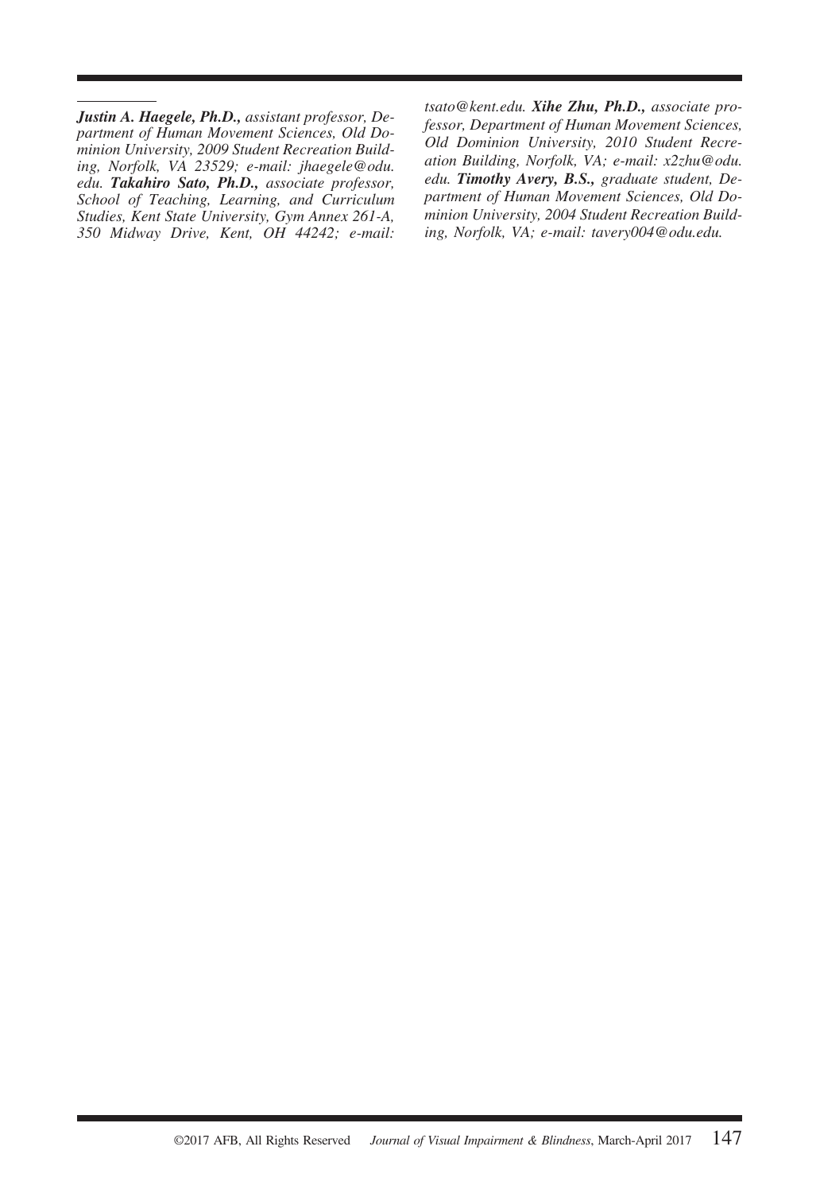***Justin A. Haegele, Ph.D.,*** *assistant professor, Department of Human Movement Sciences, Old Dominion University, 2009 Student Recreation Building, Norfolk, VA 23529; e-mail: jhaegele@odu.edu.* ***Takahiro Sato, Ph.D.,*** *associate professor, School of Teaching, Learning, and Curriculum Studies, Kent State University, Gym Annex 261-A, 350 Midway Drive, Kent, OH 44242; e-mail: tsato@kent.edu.* ***Xihe Zhu, Ph.D.,*** *associate professor, Department of Human Movement Sciences, Old Dominion University, 2010 Student Recreation Building, Norfolk, VA; e-mail: x2zhu@odu.edu.* ***Timothy Avery, B.S.,*** *graduate student, Department of Human Movement Sciences, Old Dominion University, 2004 Student Recreation Building, Norfolk, VA; e-mail: tavery004@odu.edu.*

©2017 AFB, All Rights Reserved